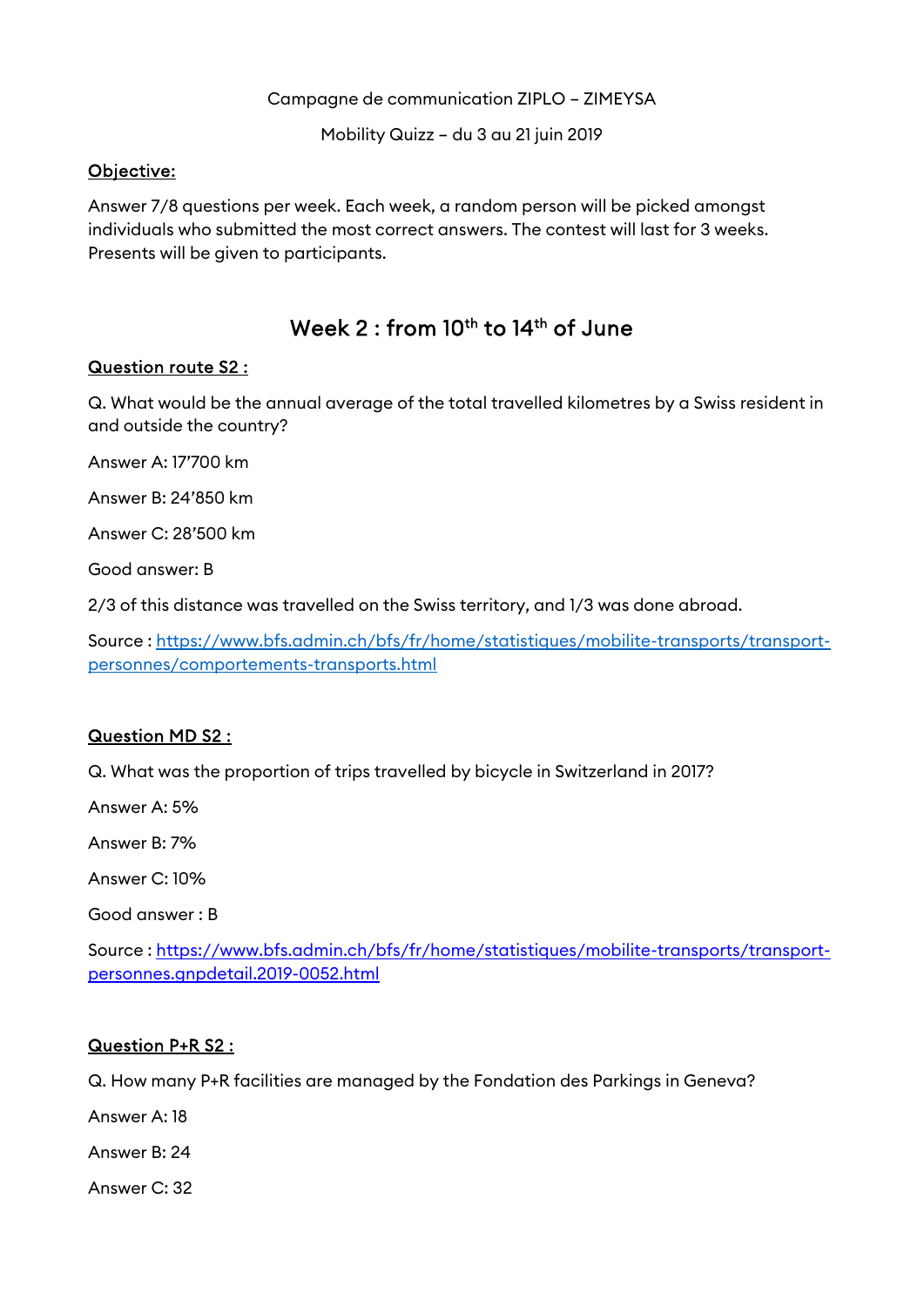Campagne de communication ZIPLO – ZIMEYSA

Mobility Quizz – du 3 au 21 juin 2019

**Objective:**

Answer 7/8 questions per week. Each week, a random person will be picked amongst individuals who submitted the most correct answers. The contest will last for 3 weeks. Presents will be given to participants.

## Week 2 : from 10th to 14th of June

**Question route S2 :**

Q. What would be the annual average of the total travelled kilometres by a Swiss resident in and outside the country?

Answer A: 17'700 km

Answer B: 24'850 km

Answer C: 28'500 km

Good answer: B

2/3 of this distance was travelled on the Swiss territory, and 1/3 was done abroad.

Source : [https://www.bfs.admin.ch/bfs/fr/home/statistiques/mobilite-transports/transport-personnes/comportements-transports.html](https://www.bfs.admin.ch/bfs/fr/home/statistiques/mobilite-transports/transport-personnes/comportements-transports.html)

**Question MD S2 :**

Q. What was the proportion of trips travelled by bicycle in Switzerland in 2017?

Answer A: 5%

Answer B: 7%

Answer C: 10%

Good answer : B

Source : [https://www.bfs.admin.ch/bfs/fr/home/statistiques/mobilite-transports/transport-personnes.gnpdetail.2019-0052.html](https://www.bfs.admin.ch/bfs/fr/home/statistiques/mobilite-transports/transport-personnes.gnpdetail.2019-0052.html)

**Question P+R S2 :**

Q. How many P+R facilities are managed by the Fondation des Parkings in Geneva?

Answer A: 18

Answer B: 24

Answer C: 32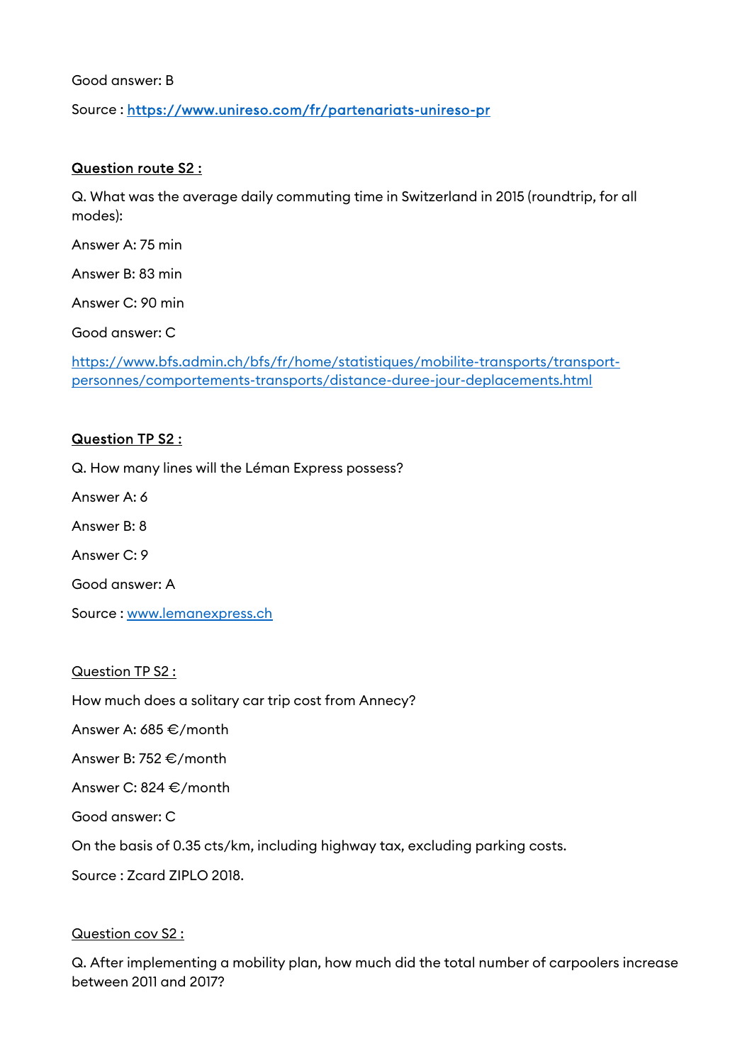Good answer: B

Source : [https://www.unireso.com/fr/partenariats-unireso-pr](https://www.unireso.com/fr/partenariats-unireso-pr)

**Question route S2 :**

Q. What was the average daily commuting time in Switzerland in 2015 (roundtrip, for all modes):

Answer A: 75 min

Answer B: 83 min

Answer C: 90 min

Good answer: C

[https://www.bfs.admin.ch/bfs/fr/home/statistiques/mobilite-transports/transport-personnes/comportements-transports/distance-duree-jour-deplacements.html](https://www.bfs.admin.ch/bfs/fr/home/statistiques/mobilite-transports/transport-personnes/comportements-transports/distance-duree-jour-deplacements.html)

**Question TP S2 :**

Q. How many lines will the Léman Express possess?

Answer A: 6

Answer B: 8

Answer C: 9

Good answer: A

Source : [www.lemanexpress.ch](http://www.lemanexpress.ch)

Question TP S2 :

How much does a solitary car trip cost from Annecy?

Answer A: 685 €/month

Answer B: 752 €/month

Answer C: 824 €/month

Good answer: C

On the basis of 0.35 cts/km, including highway tax, excluding parking costs.

Source : Zcard ZIPLO 2018.

Question cov S2 :

Q. After implementing a mobility plan, how much did the total number of carpoolers increase between 2011 and 2017?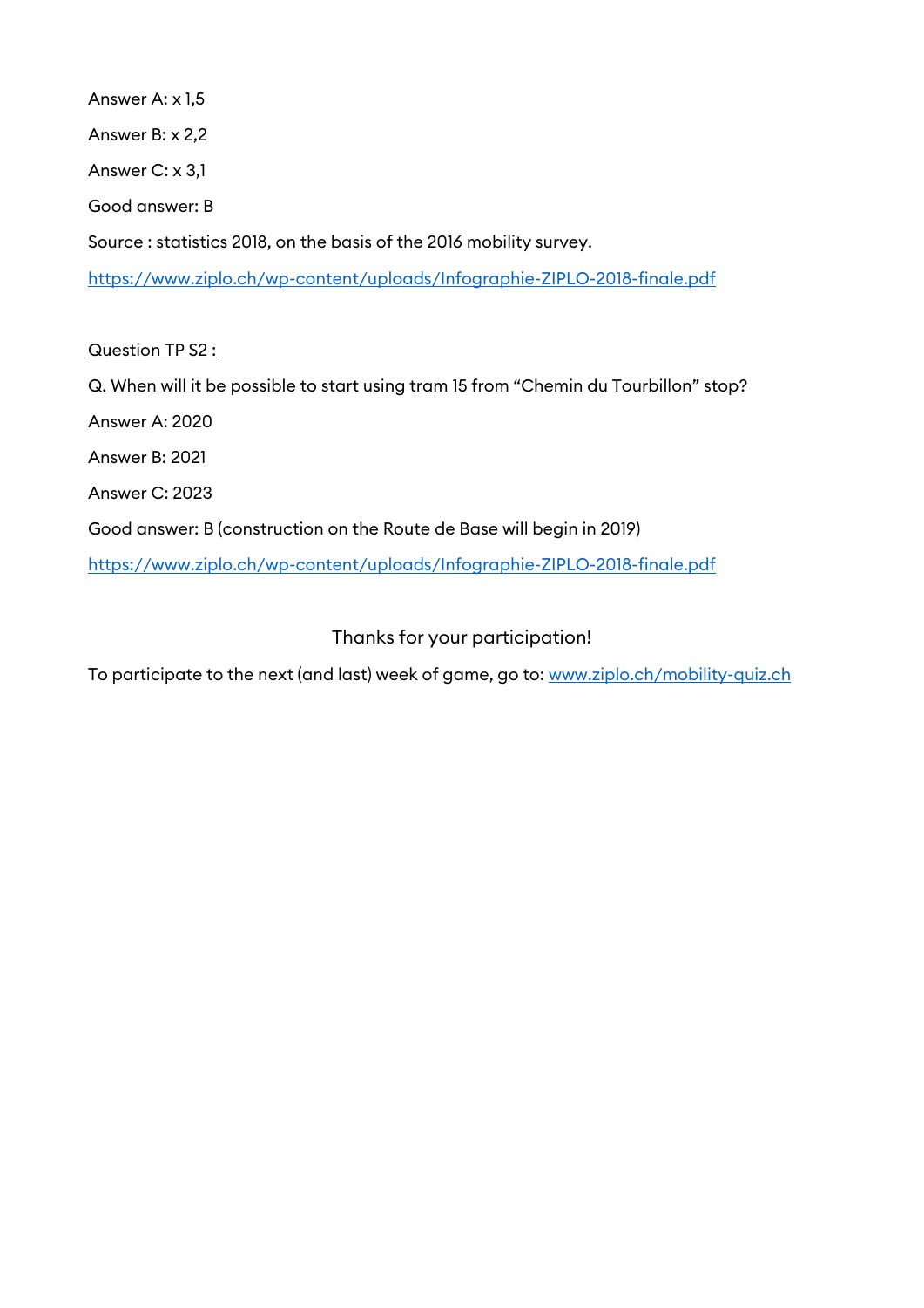Answer A: x 1,5

Answer B: x 2,2

Answer C: x 3,1

Good answer: B

Source : statistics 2018, on the basis of the 2016 mobility survey.

https://www.ziplo.ch/wp-content/uploads/Infographie-ZIPLO-2018-finale.pdf

Question TP S2 :

Q. When will it be possible to start using tram 15 from "Chemin du Tourbillon" stop?

Answer A: 2020

Answer B: 2021

Answer C: 2023

Good answer: B (construction on the Route de Base will begin in 2019)

https://www.ziplo.ch/wp-content/uploads/Infographie-ZIPLO-2018-finale.pdf

Thanks for your participation!

To participate to the next (and last) week of game, go to: www.ziplo.ch/mobility-quiz.ch